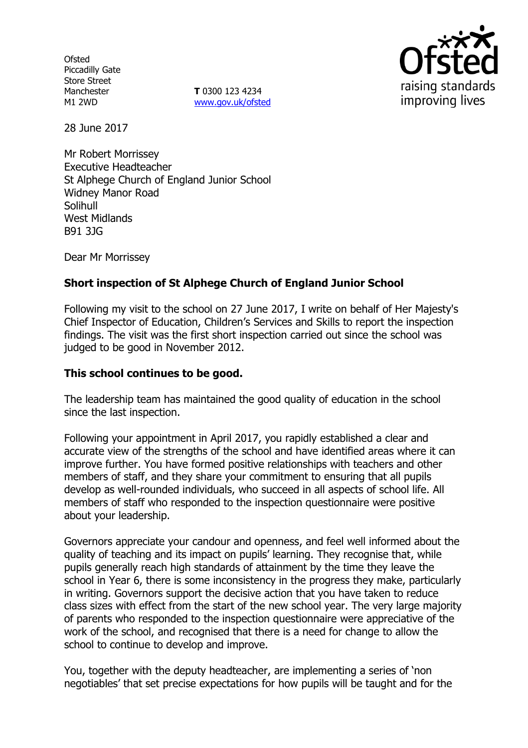Ofsted
Piccadilly Gate
Store Street
Manchester
M1 2WD

**T** 0300 123 4234
www.gov.uk/ofsted

raising standards
improving lives

28 June 2017

Mr Robert Morrissey
Executive Headteacher
St Alphege Church of England Junior School
Widney Manor Road
Solihull
West Midlands
B91 3JG

Dear Mr Morrissey

**Short inspection of St Alphege Church of England Junior School**

Following my visit to the school on 27 June 2017, I write on behalf of Her Majesty's Chief Inspector of Education, Children's Services and Skills to report the inspection findings. The visit was the first short inspection carried out since the school was judged to be good in November 2012.

**This school continues to be good.**

The leadership team has maintained the good quality of education in the school since the last inspection.

Following your appointment in April 2017, you rapidly established a clear and accurate view of the strengths of the school and have identified areas where it can improve further. You have formed positive relationships with teachers and other members of staff, and they share your commitment to ensuring that all pupils develop as well-rounded individuals, who succeed in all aspects of school life. All members of staff who responded to the inspection questionnaire were positive about your leadership.

Governors appreciate your candour and openness, and feel well informed about the quality of teaching and its impact on pupils' learning. They recognise that, while pupils generally reach high standards of attainment by the time they leave the school in Year 6, there is some inconsistency in the progress they make, particularly in writing. Governors support the decisive action that you have taken to reduce class sizes with effect from the start of the new school year. The very large majority of parents who responded to the inspection questionnaire were appreciative of the work of the school, and recognised that there is a need for change to allow the school to continue to develop and improve.

You, together with the deputy headteacher, are implementing a series of 'non negotiables' that set precise expectations for how pupils will be taught and for the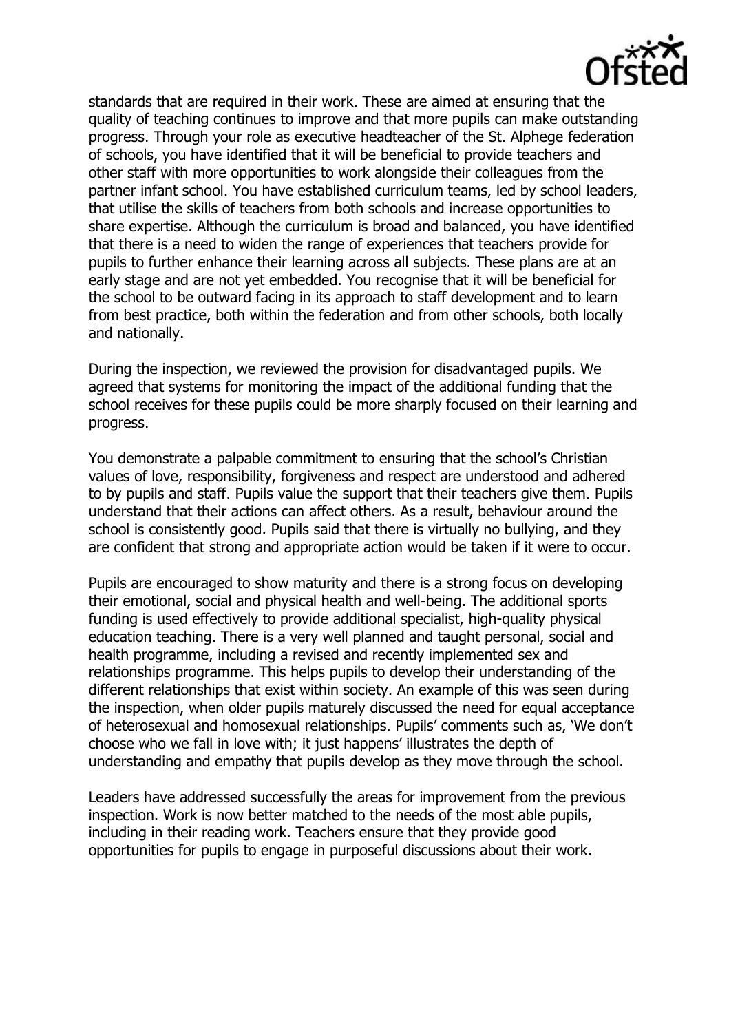standards that are required in their work. These are aimed at ensuring that the quality of teaching continues to improve and that more pupils can make outstanding progress. Through your role as executive headteacher of the St. Alphege federation of schools, you have identified that it will be beneficial to provide teachers and other staff with more opportunities to work alongside their colleagues from the partner infant school. You have established curriculum teams, led by school leaders, that utilise the skills of teachers from both schools and increase opportunities to share expertise. Although the curriculum is broad and balanced, you have identified that there is a need to widen the range of experiences that teachers provide for pupils to further enhance their learning across all subjects. These plans are at an early stage and are not yet embedded. You recognise that it will be beneficial for the school to be outward facing in its approach to staff development and to learn from best practice, both within the federation and from other schools, both locally and nationally.

During the inspection, we reviewed the provision for disadvantaged pupils. We agreed that systems for monitoring the impact of the additional funding that the school receives for these pupils could be more sharply focused on their learning and progress.

You demonstrate a palpable commitment to ensuring that the school's Christian values of love, responsibility, forgiveness and respect are understood and adhered to by pupils and staff. Pupils value the support that their teachers give them. Pupils understand that their actions can affect others. As a result, behaviour around the school is consistently good. Pupils said that there is virtually no bullying, and they are confident that strong and appropriate action would be taken if it were to occur.

Pupils are encouraged to show maturity and there is a strong focus on developing their emotional, social and physical health and well-being. The additional sports funding is used effectively to provide additional specialist, high-quality physical education teaching. There is a very well planned and taught personal, social and health programme, including a revised and recently implemented sex and relationships programme. This helps pupils to develop their understanding of the different relationships that exist within society. An example of this was seen during the inspection, when older pupils maturely discussed the need for equal acceptance of heterosexual and homosexual relationships. Pupils' comments such as, 'We don't choose who we fall in love with; it just happens' illustrates the depth of understanding and empathy that pupils develop as they move through the school.

Leaders have addressed successfully the areas for improvement from the previous inspection. Work is now better matched to the needs of the most able pupils, including in their reading work. Teachers ensure that they provide good opportunities for pupils to engage in purposeful discussions about their work.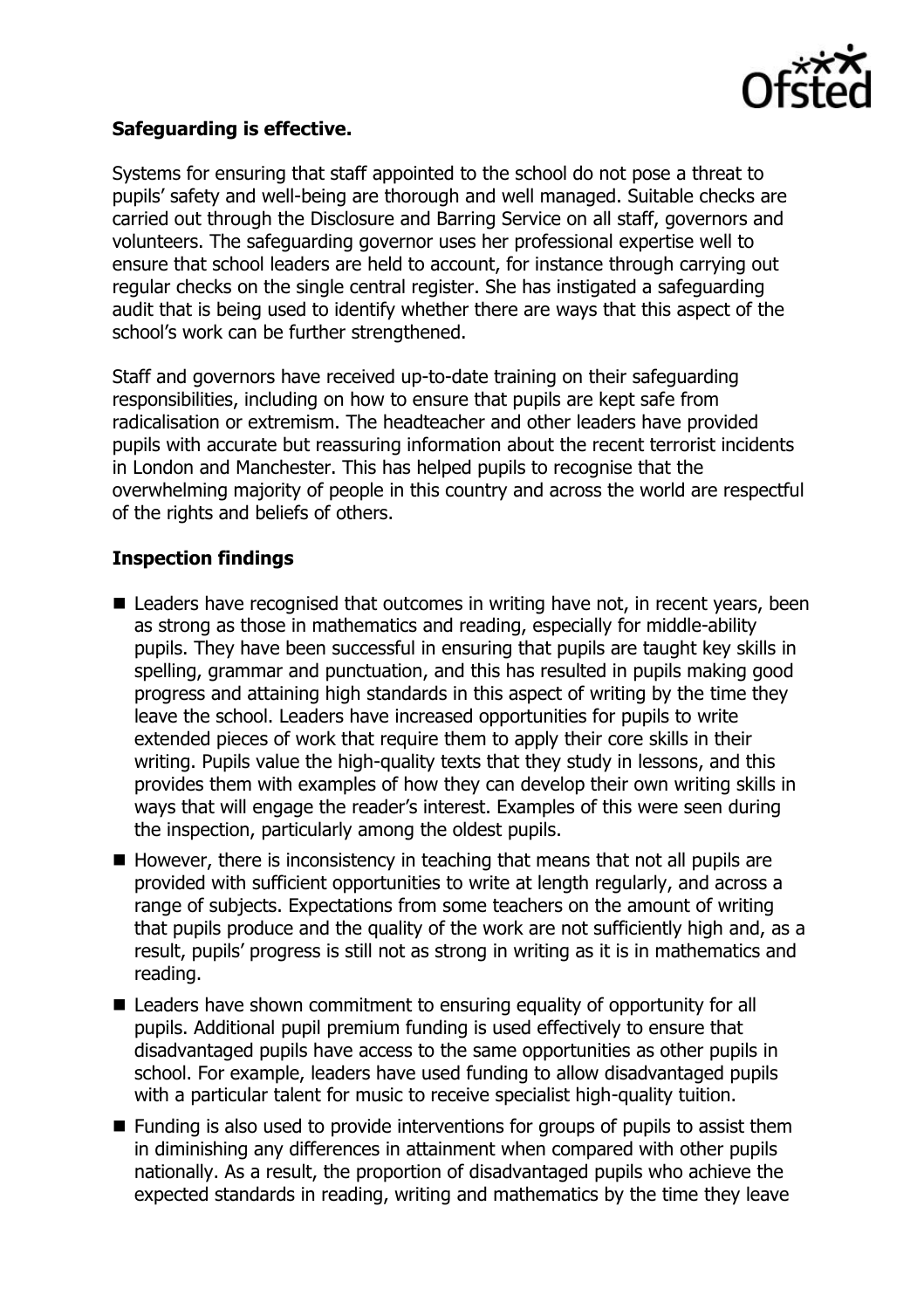**Safeguarding is effective.**

Systems for ensuring that staff appointed to the school do not pose a threat to pupils' safety and well-being are thorough and well managed. Suitable checks are carried out through the Disclosure and Barring Service on all staff, governors and volunteers. The safeguarding governor uses her professional expertise well to ensure that school leaders are held to account, for instance through carrying out regular checks on the single central register. She has instigated a safeguarding audit that is being used to identify whether there are ways that this aspect of the school's work can be further strengthened.

Staff and governors have received up-to-date training on their safeguarding responsibilities, including on how to ensure that pupils are kept safe from radicalisation or extremism. The headteacher and other leaders have provided pupils with accurate but reassuring information about the recent terrorist incidents in London and Manchester. This has helped pupils to recognise that the overwhelming majority of people in this country and across the world are respectful of the rights and beliefs of others.

**Inspection findings**

- Leaders have recognised that outcomes in writing have not, in recent years, been as strong as those in mathematics and reading, especially for middle-ability pupils. They have been successful in ensuring that pupils are taught key skills in spelling, grammar and punctuation, and this has resulted in pupils making good progress and attaining high standards in this aspect of writing by the time they leave the school. Leaders have increased opportunities for pupils to write extended pieces of work that require them to apply their core skills in their writing. Pupils value the high-quality texts that they study in lessons, and this provides them with examples of how they can develop their own writing skills in ways that will engage the reader's interest. Examples of this were seen during the inspection, particularly among the oldest pupils.
- However, there is inconsistency in teaching that means that not all pupils are provided with sufficient opportunities to write at length regularly, and across a range of subjects. Expectations from some teachers on the amount of writing that pupils produce and the quality of the work are not sufficiently high and, as a result, pupils' progress is still not as strong in writing as it is in mathematics and reading.
- Leaders have shown commitment to ensuring equality of opportunity for all pupils. Additional pupil premium funding is used effectively to ensure that disadvantaged pupils have access to the same opportunities as other pupils in school. For example, leaders have used funding to allow disadvantaged pupils with a particular talent for music to receive specialist high-quality tuition.
- Funding is also used to provide interventions for groups of pupils to assist them in diminishing any differences in attainment when compared with other pupils nationally. As a result, the proportion of disadvantaged pupils who achieve the expected standards in reading, writing and mathematics by the time they leave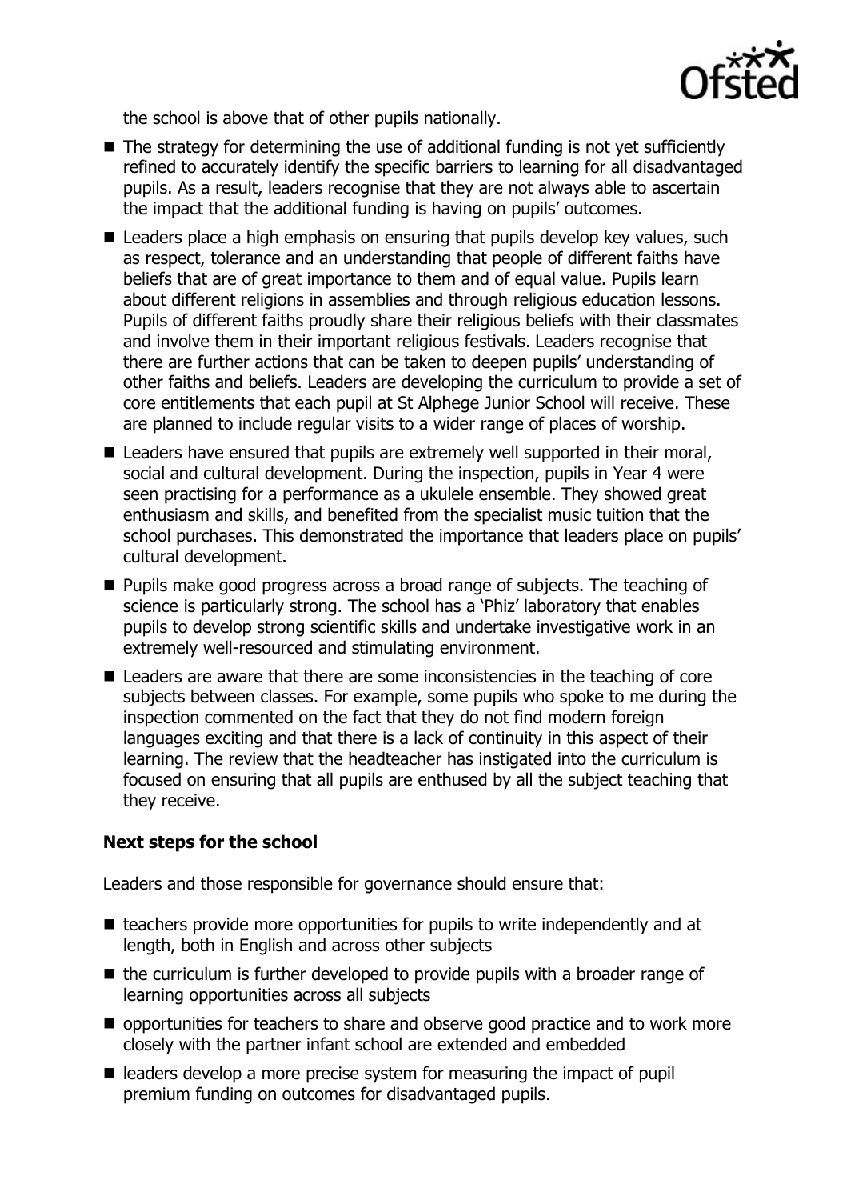the school is above that of other pupils nationally.

- The strategy for determining the use of additional funding is not yet sufficiently refined to accurately identify the specific barriers to learning for all disadvantaged pupils. As a result, leaders recognise that they are not always able to ascertain the impact that the additional funding is having on pupils' outcomes.
- Leaders place a high emphasis on ensuring that pupils develop key values, such as respect, tolerance and an understanding that people of different faiths have beliefs that are of great importance to them and of equal value. Pupils learn about different religions in assemblies and through religious education lessons. Pupils of different faiths proudly share their religious beliefs with their classmates and involve them in their important religious festivals. Leaders recognise that there are further actions that can be taken to deepen pupils' understanding of other faiths and beliefs. Leaders are developing the curriculum to provide a set of core entitlements that each pupil at St Alphege Junior School will receive. These are planned to include regular visits to a wider range of places of worship.
- Leaders have ensured that pupils are extremely well supported in their moral, social and cultural development. During the inspection, pupils in Year 4 were seen practising for a performance as a ukulele ensemble. They showed great enthusiasm and skills, and benefited from the specialist music tuition that the school purchases. This demonstrated the importance that leaders place on pupils' cultural development.
- Pupils make good progress across a broad range of subjects. The teaching of science is particularly strong. The school has a 'Phiz' laboratory that enables pupils to develop strong scientific skills and undertake investigative work in an extremely well-resourced and stimulating environment.
- Leaders are aware that there are some inconsistencies in the teaching of core subjects between classes. For example, some pupils who spoke to me during the inspection commented on the fact that they do not find modern foreign languages exciting and that there is a lack of continuity in this aspect of their learning. The review that the headteacher has instigated into the curriculum is focused on ensuring that all pupils are enthused by all the subject teaching that they receive.

### Next steps for the school

Leaders and those responsible for governance should ensure that:

- teachers provide more opportunities for pupils to write independently and at length, both in English and across other subjects
- the curriculum is further developed to provide pupils with a broader range of learning opportunities across all subjects
- opportunities for teachers to share and observe good practice and to work more closely with the partner infant school are extended and embedded
- leaders develop a more precise system for measuring the impact of pupil premium funding on outcomes for disadvantaged pupils.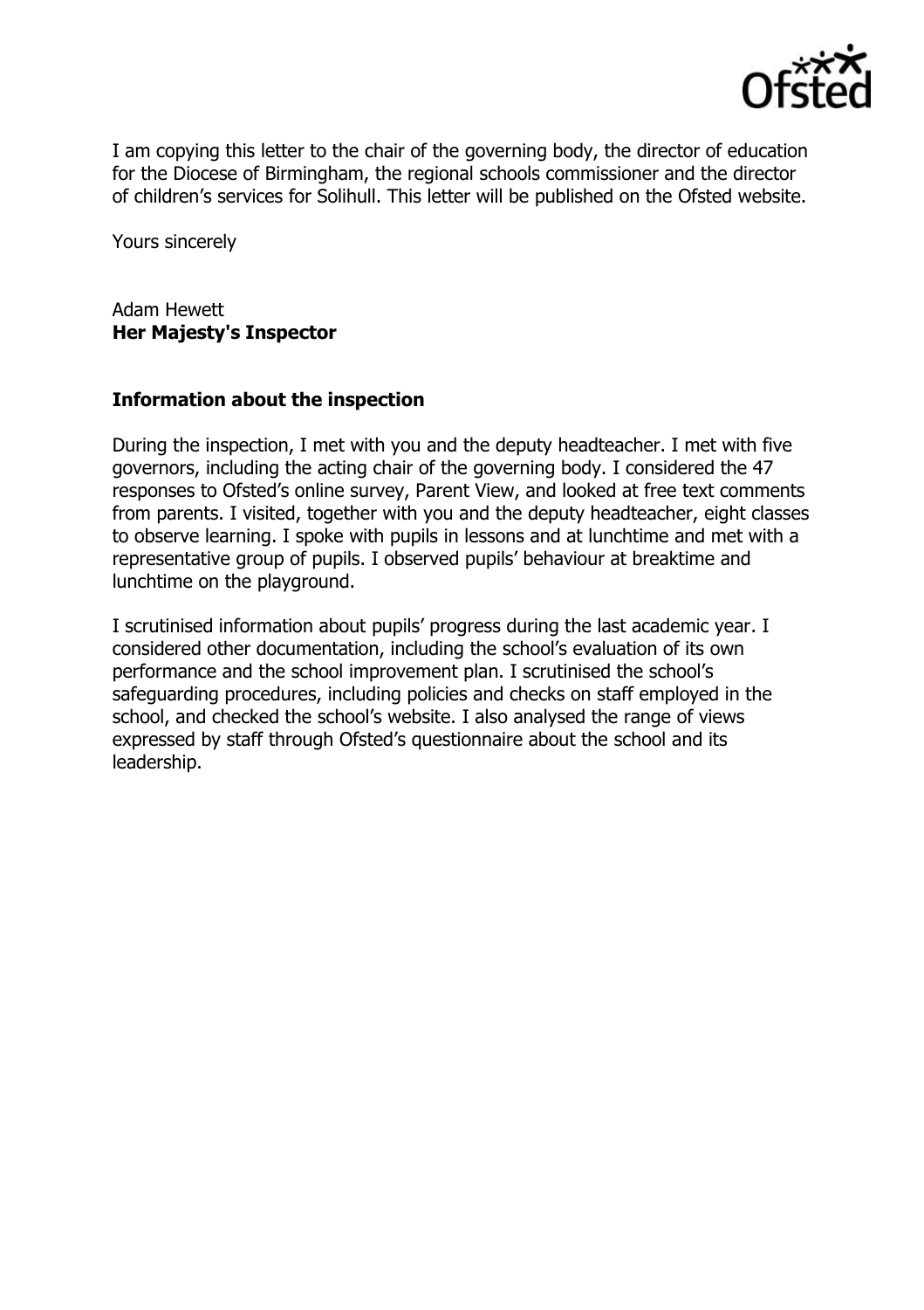I am copying this letter to the chair of the governing body, the director of education for the Diocese of Birmingham, the regional schools commissioner and the director of children's services for Solihull. This letter will be published on the Ofsted website.

Yours sincerely

Adam Hewett
**Her Majesty's Inspector**

### Information about the inspection

During the inspection, I met with you and the deputy headteacher. I met with five governors, including the acting chair of the governing body. I considered the 47 responses to Ofsted's online survey, Parent View, and looked at free text comments from parents. I visited, together with you and the deputy headteacher, eight classes to observe learning. I spoke with pupils in lessons and at lunchtime and met with a representative group of pupils. I observed pupils' behaviour at breaktime and lunchtime on the playground.

I scrutinised information about pupils' progress during the last academic year. I considered other documentation, including the school's evaluation of its own performance and the school improvement plan. I scrutinised the school's safeguarding procedures, including policies and checks on staff employed in the school, and checked the school's website. I also analysed the range of views expressed by staff through Ofsted's questionnaire about the school and its leadership.